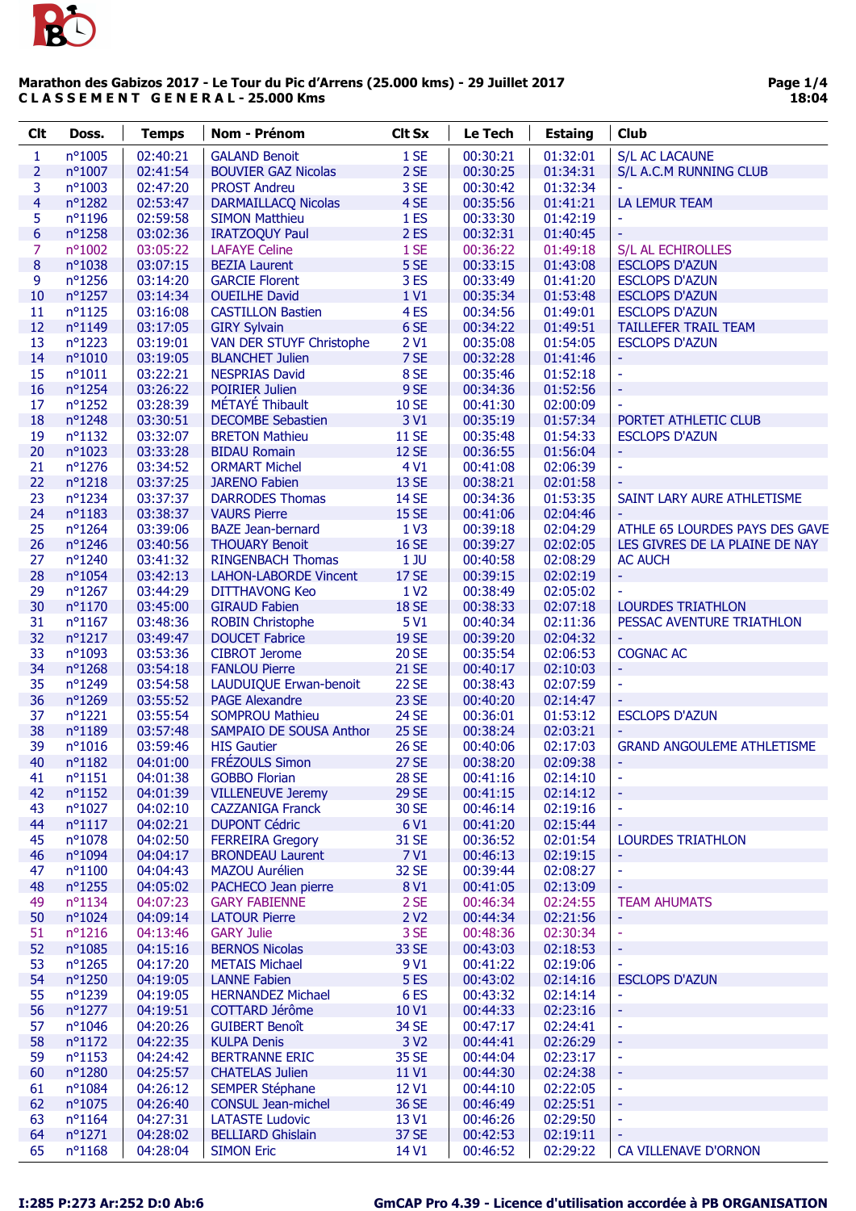**Marathon des Gabizos 2017 - Le Tour du Pic d'Arrens (25.000 kms) - 29 Juillet 2017**
**C L A S S E M E N T G E N E R A L - 25.000 Kms**

Page 1/4
18:04

| Clt | Doss. | Temps | Nom - Prénom | Clt Sx | Le Tech | Estaing | Club |
|---|---|---|---|---|---|---|---|
| 1 | n°1005 | 02:40:21 | GALAND Benoit | 1 SE | 00:30:21 | 01:32:01 | S/L AC LACAUNE |
| 2 | n°1007 | 02:41:54 | BOUVIER GAZ Nicolas | 2 SE | 00:30:25 | 01:34:31 | S/L A.C.M RUNNING CLUB |
| 3 | n°1003 | 02:47:20 | PROST Andreu | 3 SE | 00:30:42 | 01:32:34 | - |
| 4 | n°1282 | 02:53:47 | DARMAILLACQ Nicolas | 4 SE | 00:35:56 | 01:41:21 | LA LEMUR TEAM |
| 5 | n°1196 | 02:59:58 | SIMON Matthieu | 1 ES | 00:33:30 | 01:42:19 | - |
| 6 | n°1258 | 03:02:36 | IRATZOQUY Paul | 2 ES | 00:32:31 | 01:40:45 | - |
| 7 | n°1002 | 03:05:22 | LAFAYE Celine | 1 SE | 00:36:22 | 01:49:18 | S/L AL ECHIROLLES |
| 8 | n°1038 | 03:07:15 | BEZIA Laurent | 5 SE | 00:33:15 | 01:43:08 | ESCLOPS D'AZUN |
| 9 | n°1256 | 03:14:20 | GARCIE Florent | 3 ES | 00:33:49 | 01:41:20 | ESCLOPS D'AZUN |
| 10 | n°1257 | 03:14:34 | OUEILHE David | 1 V1 | 00:35:34 | 01:53:48 | ESCLOPS D'AZUN |
| 11 | n°1125 | 03:16:08 | CASTILLON Bastien | 4 ES | 00:34:56 | 01:49:01 | ESCLOPS D'AZUN |
| 12 | n°1149 | 03:17:05 | GIRY Sylvain | 6 SE | 00:34:22 | 01:49:51 | TAILLEFER TRAIL TEAM |
| 13 | n°1223 | 03:19:01 | VAN DER STUYF Christophe | 2 V1 | 00:35:08 | 01:54:05 | ESCLOPS D'AZUN |
| 14 | n°1010 | 03:19:05 | BLANCHET Julien | 7 SE | 00:32:28 | 01:41:46 | - |
| 15 | n°1011 | 03:22:21 | NESPRIAS David | 8 SE | 00:35:46 | 01:52:18 | - |
| 16 | n°1254 | 03:26:22 | POIRIER Julien | 9 SE | 00:34:36 | 01:52:56 | - |
| 17 | n°1252 | 03:28:39 | MÉTAYÉ Thibault | 10 SE | 00:41:30 | 02:00:09 | - |
| 18 | n°1248 | 03:30:51 | DECOMBE Sebastien | 3 V1 | 00:35:19 | 01:57:34 | PORTET ATHLETIC CLUB |
| 19 | n°1132 | 03:32:07 | BRETON Mathieu | 11 SE | 00:35:48 | 01:54:33 | ESCLOPS D'AZUN |
| 20 | n°1023 | 03:33:28 | BIDAU Romain | 12 SE | 00:36:55 | 01:56:04 | - |
| 21 | n°1276 | 03:34:52 | ORMART Michel | 4 V1 | 00:41:08 | 02:06:39 | - |
| 22 | n°1218 | 03:37:25 | JARENO Fabien | 13 SE | 00:38:21 | 02:01:58 | - |
| 23 | n°1234 | 03:37:37 | DARRODES Thomas | 14 SE | 00:34:36 | 01:53:35 | SAINT LARY AURE ATHLETISME |
| 24 | n°1183 | 03:38:37 | VAURS Pierre | 15 SE | 00:41:06 | 02:04:46 | - |
| 25 | n°1264 | 03:39:06 | BAZE Jean-bernard | 1 V3 | 00:39:18 | 02:04:29 | ATHLE 65 LOURDES PAYS DES GAVE |
| 26 | n°1246 | 03:40:56 | THOUARY Benoit | 16 SE | 00:39:27 | 02:02:05 | LES GIVRES DE LA PLAINE DE NAY |
| 27 | n°1240 | 03:41:32 | RINGENBACH Thomas | 1 JU | 00:40:58 | 02:08:29 | AC AUCH |
| 28 | n°1054 | 03:42:13 | LAHON-LABORDE Vincent | 17 SE | 00:39:15 | 02:02:19 | - |
| 29 | n°1267 | 03:44:29 | DITTHAVONG Keo | 1 V2 | 00:38:49 | 02:05:02 | - |
| 30 | n°1170 | 03:45:00 | GIRAUD Fabien | 18 SE | 00:38:33 | 02:07:18 | LOURDES TRIATHLON |
| 31 | n°1167 | 03:48:36 | ROBIN Christophe | 5 V1 | 00:40:34 | 02:11:36 | PESSAC AVENTURE TRIATHLON |
| 32 | n°1217 | 03:49:47 | DOUCET Fabrice | 19 SE | 00:39:20 | 02:04:32 | - |
| 33 | n°1093 | 03:53:36 | CIBROT Jerome | 20 SE | 00:35:54 | 02:06:53 | COGNAC AC |
| 34 | n°1268 | 03:54:18 | FANLOU Pierre | 21 SE | 00:40:17 | 02:10:03 | - |
| 35 | n°1249 | 03:54:58 | LAUDUIQUE Erwan-benoit | 22 SE | 00:38:43 | 02:07:59 | - |
| 36 | n°1269 | 03:55:52 | PAGE Alexandre | 23 SE | 00:40:20 | 02:14:47 | - |
| 37 | n°1221 | 03:55:54 | SOMPROU Mathieu | 24 SE | 00:36:01 | 01:53:12 | ESCLOPS D'AZUN |
| 38 | n°1189 | 03:57:48 | SAMPAIO DE SOUSA Anthor | 25 SE | 00:38:24 | 02:03:21 | - |
| 39 | n°1016 | 03:59:46 | HIS Gautier | 26 SE | 00:40:06 | 02:17:03 | GRAND ANGOULEME ATHLETISME |
| 40 | n°1182 | 04:01:00 | FRÉZOULS Simon | 27 SE | 00:38:20 | 02:09:38 | - |
| 41 | n°1151 | 04:01:38 | GOBBO Florian | 28 SE | 00:41:16 | 02:14:10 | - |
| 42 | n°1152 | 04:01:39 | VILLENEUVE Jeremy | 29 SE | 00:41:15 | 02:14:12 | - |
| 43 | n°1027 | 04:02:10 | CAZZANIGA Franck | 30 SE | 00:46:14 | 02:19:16 | - |
| 44 | n°1117 | 04:02:21 | DUPONT Cédric | 6 V1 | 00:41:20 | 02:15:44 | - |
| 45 | n°1078 | 04:02:50 | FERREIRA Gregory | 31 SE | 00:36:52 | 02:01:54 | LOURDES TRIATHLON |
| 46 | n°1094 | 04:04:17 | BRONDEAU Laurent | 7 V1 | 00:46:13 | 02:19:15 | - |
| 47 | n°1100 | 04:04:43 | MAZOU Aurélien | 32 SE | 00:39:44 | 02:08:27 | - |
| 48 | n°1255 | 04:05:02 | PACHECO Jean pierre | 8 V1 | 00:41:05 | 02:13:09 | - |
| 49 | n°1134 | 04:07:23 | GARY FABIENNE | 2 SE | 00:46:34 | 02:24:55 | TEAM AHUMATS |
| 50 | n°1024 | 04:09:14 | LATOUR Pierre | 2 V2 | 00:44:34 | 02:21:56 | - |
| 51 | n°1216 | 04:13:46 | GARY Julie | 3 SE | 00:48:36 | 02:30:34 | - |
| 52 | n°1085 | 04:15:16 | BERNOS Nicolas | 33 SE | 00:43:03 | 02:18:53 | - |
| 53 | n°1265 | 04:17:20 | METAIS Michael | 9 V1 | 00:41:22 | 02:19:06 | - |
| 54 | n°1250 | 04:19:05 | LANNE Fabien | 5 ES | 00:43:02 | 02:14:16 | ESCLOPS D'AZUN |
| 55 | n°1239 | 04:19:05 | HERNANDEZ Michael | 6 ES | 00:43:32 | 02:14:14 | - |
| 56 | n°1277 | 04:19:51 | COTTARD Jérôme | 10 V1 | 00:44:33 | 02:23:16 | - |
| 57 | n°1046 | 04:20:26 | GUIBERT Benoît | 34 SE | 00:47:17 | 02:24:41 | - |
| 58 | n°1172 | 04:22:35 | KULPA Denis | 3 V2 | 00:44:41 | 02:26:29 | - |
| 59 | n°1153 | 04:24:42 | BERTRANNE ERIC | 35 SE | 00:44:04 | 02:23:17 | - |
| 60 | n°1280 | 04:25:57 | CHATELAS Julien | 11 V1 | 00:44:30 | 02:24:38 | - |
| 61 | n°1084 | 04:26:12 | SEMPER Stéphane | 12 V1 | 00:44:10 | 02:22:05 | - |
| 62 | n°1075 | 04:26:40 | CONSUL Jean-michel | 36 SE | 00:46:49 | 02:25:51 | - |
| 63 | n°1164 | 04:27:31 | LATASTE Ludovic | 13 V1 | 00:46:26 | 02:29:50 | - |
| 64 | n°1271 | 04:28:02 | BELLIARD Ghislain | 37 SE | 00:42:53 | 02:19:11 | - |
| 65 | n°1168 | 04:28:04 | SIMON Eric | 14 V1 | 00:46:52 | 02:29:22 | CA VILLENAVE D'ORNON |

I:285 P:273 Ar:252 D:0 Ab:6

GmCAP Pro 4.39 - Licence d'utilisation accordée à PB ORGANISATION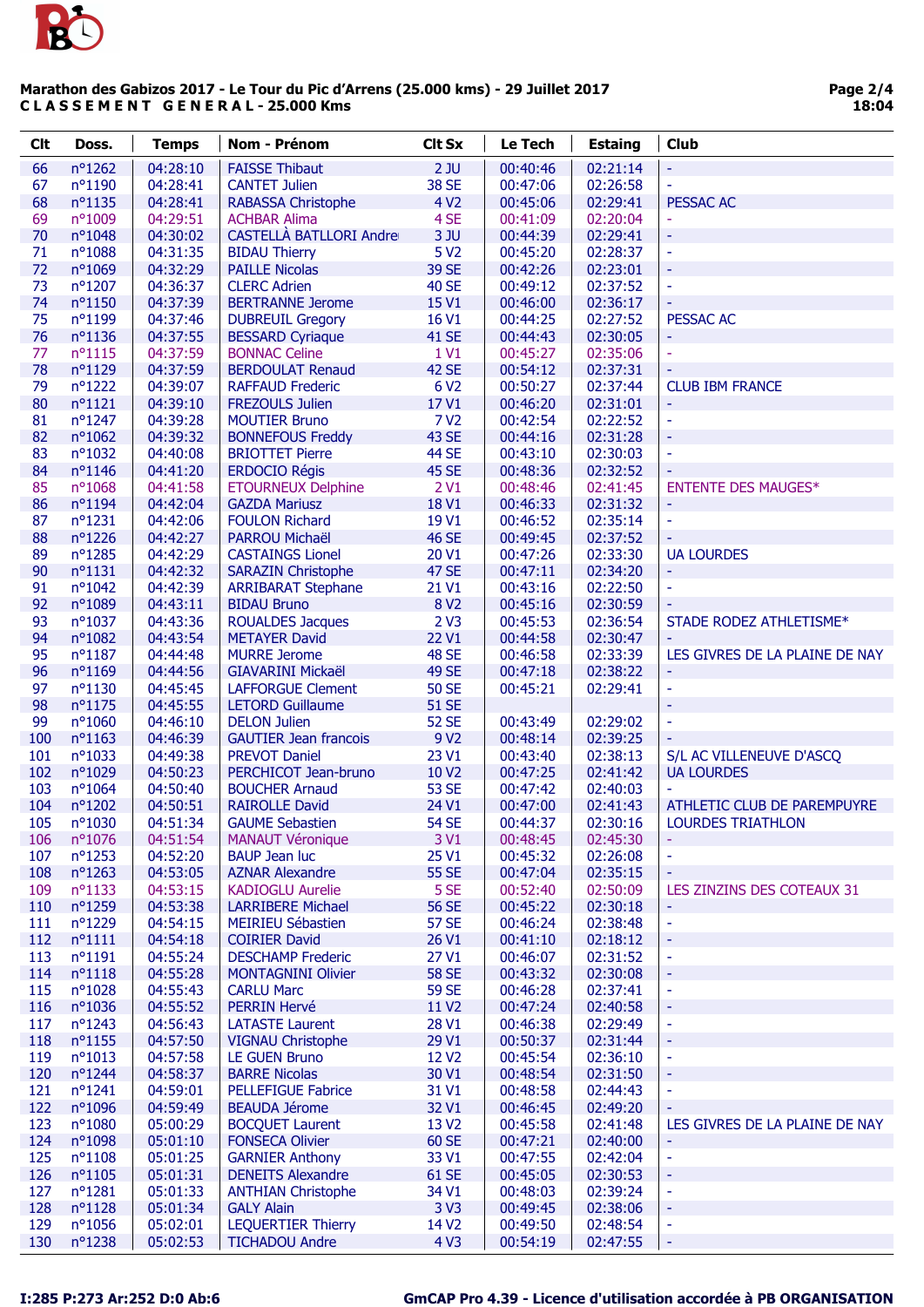**Marathon des Gabizos 2017 - Le Tour du Pic d'Arrens (25.000 kms) - 29 Juillet 2017**
**C L A S S E M E N T   G E N E R A L - 25.000 Kms**

| Clt | Doss. | Temps | Nom - Prénom | Clt Sx | Le Tech | Estaing | Club |
|---|---|---|---|---|---|---|---|
| 66 | n°1262 | 04:28:10 | FAISSE Thibaut | 2 JU | 00:40:46 | 02:21:14 | - |
| 67 | n°1190 | 04:28:41 | CANTET Julien | 38 SE | 00:47:06 | 02:26:58 | - |
| 68 | n°1135 | 04:28:41 | RABASSA Christophe | 4 V2 | 00:45:06 | 02:29:41 | PESSAC AC |
| 69 | n°1009 | 04:29:51 | ACHBAR Alima | 4 SE | 00:41:09 | 02:20:04 | - |
| 70 | n°1048 | 04:30:02 | CASTELLÀ BATLLORI Andre | 3 JU | 00:44:39 | 02:29:41 | - |
| 71 | n°1088 | 04:31:35 | BIDAU Thierry | 5 V2 | 00:45:20 | 02:28:37 | - |
| 72 | n°1069 | 04:32:29 | PAILLE Nicolas | 39 SE | 00:42:26 | 02:23:01 | - |
| 73 | n°1207 | 04:36:37 | CLERC Adrien | 40 SE | 00:49:12 | 02:37:52 | - |
| 74 | n°1150 | 04:37:39 | BERTRANNE Jerome | 15 V1 | 00:46:00 | 02:36:17 | - |
| 75 | n°1199 | 04:37:46 | DUBREUIL Gregory | 16 V1 | 00:44:25 | 02:27:52 | PESSAC AC |
| 76 | n°1136 | 04:37:55 | BESSARD Cyriaque | 41 SE | 00:44:43 | 02:30:05 | - |
| 77 | n°1115 | 04:37:59 | BONNAC Celine | 1 V1 | 00:45:27 | 02:35:06 | - |
| 78 | n°1129 | 04:37:59 | BERDOULAT Renaud | 42 SE | 00:54:12 | 02:37:31 | - |
| 79 | n°1222 | 04:39:07 | RAFFAUD Frederic | 6 V2 | 00:50:27 | 02:37:44 | CLUB IBM FRANCE |
| 80 | n°1121 | 04:39:10 | FREZOULS Julien | 17 V1 | 00:46:20 | 02:31:01 | - |
| 81 | n°1247 | 04:39:28 | MOUTIER Bruno | 7 V2 | 00:42:54 | 02:22:52 | - |
| 82 | n°1062 | 04:39:32 | BONNEFOUS Freddy | 43 SE | 00:44:16 | 02:31:28 | - |
| 83 | n°1032 | 04:40:08 | BRIOTTET Pierre | 44 SE | 00:43:10 | 02:30:03 | - |
| 84 | n°1146 | 04:41:20 | ERDOCIO Régis | 45 SE | 00:48:36 | 02:32:52 | - |
| 85 | n°1068 | 04:41:58 | ETOURNEUX Delphine | 2 V1 | 00:48:46 | 02:41:45 | ENTENTE DES MAUGES* |
| 86 | n°1194 | 04:42:04 | GAZDA Mariusz | 18 V1 | 00:46:33 | 02:31:32 | - |
| 87 | n°1231 | 04:42:06 | FOULON Richard | 19 V1 | 00:46:52 | 02:35:14 | - |
| 88 | n°1226 | 04:42:27 | PARROU Michaël | 46 SE | 00:49:45 | 02:37:52 | - |
| 89 | n°1285 | 04:42:29 | CASTAINGS Lionel | 20 V1 | 00:47:26 | 02:33:30 | UA LOURDES |
| 90 | n°1131 | 04:42:32 | SARAZIN Christophe | 47 SE | 00:47:11 | 02:34:20 | - |
| 91 | n°1042 | 04:42:39 | ARRIBARAT Stephane | 21 V1 | 00:43:16 | 02:22:50 | - |
| 92 | n°1089 | 04:43:11 | BIDAU Bruno | 8 V2 | 00:45:16 | 02:30:59 | - |
| 93 | n°1037 | 04:43:36 | ROUALDES Jacques | 2 V3 | 00:45:53 | 02:36:54 | STADE RODEZ ATHLETISME* |
| 94 | n°1082 | 04:43:54 | METAYER David | 22 V1 | 00:44:58 | 02:30:47 | - |
| 95 | n°1187 | 04:44:48 | MURRE Jerome | 48 SE | 00:46:58 | 02:33:39 | LES GIVRES DE LA PLAINE DE NAY |
| 96 | n°1169 | 04:44:56 | GIAVARINI Mickaël | 49 SE | 00:47:18 | 02:38:22 | - |
| 97 | n°1130 | 04:45:45 | LAFFORGUE Clement | 50 SE | 00:45:21 | 02:29:41 | - |
| 98 | n°1175 | 04:45:55 | LETORD Guillaume | 51 SE | | | - |
| 99 | n°1060 | 04:46:10 | DELON Julien | 52 SE | 00:43:49 | 02:29:02 | - |
| 100 | n°1163 | 04:46:39 | GAUTIER Jean francois | 9 V2 | 00:48:14 | 02:39:25 | - |
| 101 | n°1033 | 04:49:38 | PREVOT Daniel | 23 V1 | 00:43:40 | 02:38:13 | S/L AC VILLENEUVE D'ASCQ |
| 102 | n°1029 | 04:50:23 | PERCHICOT Jean-bruno | 10 V2 | 00:47:25 | 02:41:42 | UA LOURDES |
| 103 | n°1064 | 04:50:40 | BOUCHER Arnaud | 53 SE | 00:47:42 | 02:40:03 | - |
| 104 | n°1202 | 04:50:51 | RAIROLLE David | 24 V1 | 00:47:00 | 02:41:43 | ATHLETIC CLUB DE PAREMPUYRE |
| 105 | n°1030 | 04:51:34 | GAUME Sebastien | 54 SE | 00:44:37 | 02:30:16 | LOURDES TRIATHLON |
| 106 | n°1076 | 04:51:54 | MANAUT Véronique | 3 V1 | 00:48:45 | 02:45:30 | - |
| 107 | n°1253 | 04:52:20 | BAUP Jean luc | 25 V1 | 00:45:32 | 02:26:08 | - |
| 108 | n°1263 | 04:53:05 | AZNAR Alexandre | 55 SE | 00:47:04 | 02:35:15 | - |
| 109 | n°1133 | 04:53:15 | KADIOGLU Aurelie | 5 SE | 00:52:40 | 02:50:09 | LES ZINZINS DES COTEAUX 31 |
| 110 | n°1259 | 04:53:38 | LARRIBERE Michael | 56 SE | 00:45:22 | 02:30:18 | - |
| 111 | n°1229 | 04:54:15 | MEIRIEU Sébastien | 57 SE | 00:46:24 | 02:38:48 | - |
| 112 | n°1111 | 04:54:18 | COIRIER David | 26 V1 | 00:41:10 | 02:18:12 | - |
| 113 | n°1191 | 04:55:24 | DESCHAMP Frederic | 27 V1 | 00:46:07 | 02:31:52 | - |
| 114 | n°1118 | 04:55:28 | MONTAGNINI Olivier | 58 SE | 00:43:32 | 02:30:08 | - |
| 115 | n°1028 | 04:55:43 | CARLU Marc | 59 SE | 00:46:28 | 02:37:41 | - |
| 116 | n°1036 | 04:55:52 | PERRIN Hervé | 11 V2 | 00:47:24 | 02:40:58 | - |
| 117 | n°1243 | 04:56:43 | LATASTE Laurent | 28 V1 | 00:46:38 | 02:29:49 | - |
| 118 | n°1155 | 04:57:50 | VIGNAU Christophe | 29 V1 | 00:50:37 | 02:31:44 | - |
| 119 | n°1013 | 04:57:58 | LE GUEN Bruno | 12 V2 | 00:45:54 | 02:36:10 | - |
| 120 | n°1244 | 04:58:37 | BARRE Nicolas | 30 V1 | 00:48:54 | 02:31:50 | - |
| 121 | n°1241 | 04:59:01 | PELLEFIGUE Fabrice | 31 V1 | 00:48:58 | 02:44:43 | - |
| 122 | n°1096 | 04:59:49 | BEAUDA Jérome | 32 V1 | 00:46:45 | 02:49:20 | - |
| 123 | n°1080 | 05:00:29 | BOCQUET Laurent | 13 V2 | 00:45:58 | 02:41:48 | LES GIVRES DE LA PLAINE DE NAY |
| 124 | n°1098 | 05:01:10 | FONSECA Olivier | 60 SE | 00:47:21 | 02:40:00 | - |
| 125 | n°1108 | 05:01:25 | GARNIER Anthony | 33 V1 | 00:47:55 | 02:42:04 | - |
| 126 | n°1105 | 05:01:31 | DENEITS Alexandre | 61 SE | 00:45:05 | 02:30:53 | - |
| 127 | n°1281 | 05:01:33 | ANTHIAN Christophe | 34 V1 | 00:48:03 | 02:39:24 | - |
| 128 | n°1128 | 05:01:34 | GALY Alain | 3 V3 | 00:49:45 | 02:38:06 | - |
| 129 | n°1056 | 05:02:01 | LEQUERTIER Thierry | 14 V2 | 00:49:50 | 02:48:54 | - |
| 130 | n°1238 | 05:02:53 | TICHADOU Andre | 4 V3 | 00:54:19 | 02:47:55 | - |

I:285 P:273 Ar:252 D:0 Ab:6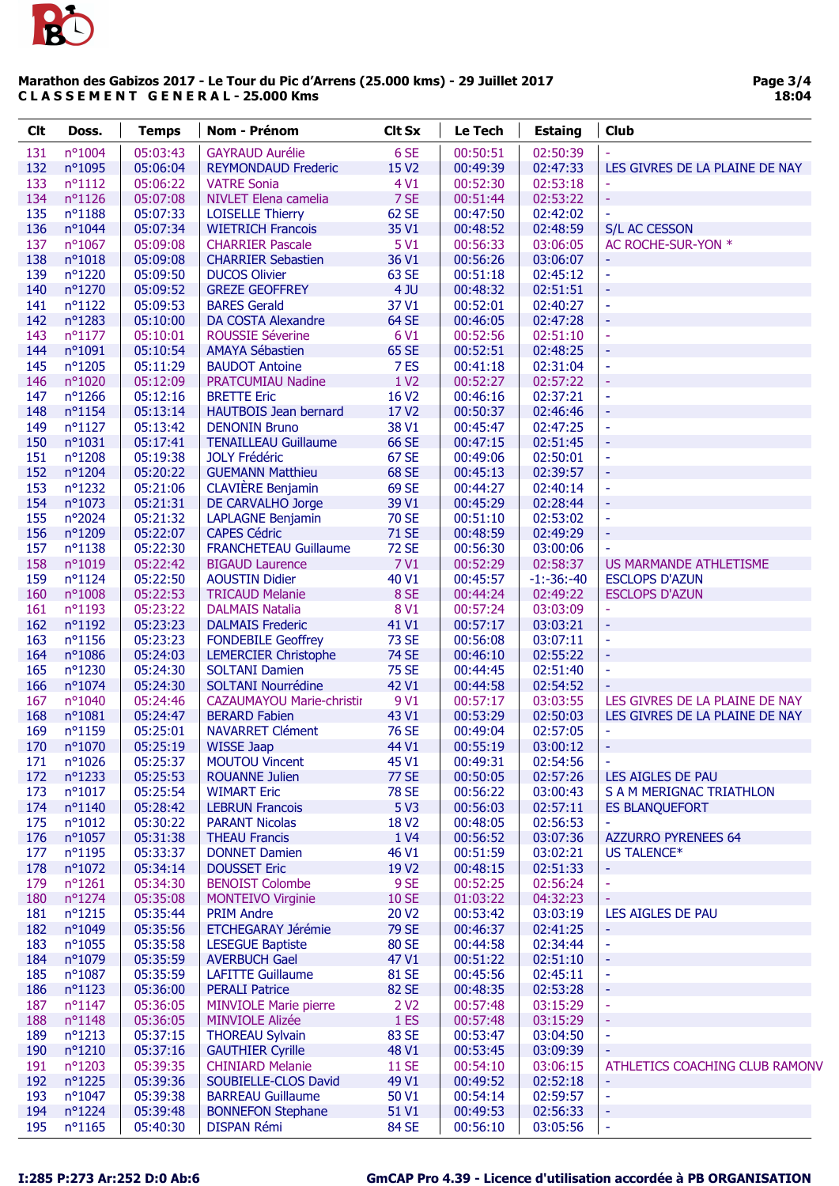**Marathon des Gabizos 2017 - Le Tour du Pic d'Arrens (25.000 kms) - 29 Juillet 2017**
**C L A S S E M E N T   G E N E R A L - 25.000 Kms**

| Clt | Doss. | Temps | Nom - Prénom | Clt Sx | Le Tech | Estaing | Club |
|---|---|---|---|---|---|---|---|
| 131 | n°1004 | 05:03:43 | GAYRAUD Aurélie | 6 SE | 00:50:51 | 02:50:39 | - |
| 132 | n°1095 | 05:06:04 | REYMONDAUD Frederic | 15 V2 | 00:49:39 | 02:47:33 | LES GIVRES DE LA PLAINE DE NAY |
| 133 | n°1112 | 05:06:22 | VATRE Sonia | 4 V1 | 00:52:30 | 02:53:18 | - |
| 134 | n°1126 | 05:07:08 | NIVLET Elena camelia | 7 SE | 00:51:44 | 02:53:22 | - |
| 135 | n°1188 | 05:07:33 | LOISELLE Thierry | 62 SE | 00:47:50 | 02:42:02 | - |
| 136 | n°1044 | 05:07:34 | WIETRICH Francois | 35 V1 | 00:48:52 | 02:48:59 | S/L AC CESSON |
| 137 | n°1067 | 05:09:08 | CHARRIER Pascale | 5 V1 | 00:56:33 | 03:06:05 | AC ROCHE-SUR-YON * |
| 138 | n°1018 | 05:09:08 | CHARRIER Sebastien | 36 V1 | 00:56:26 | 03:06:07 | - |
| 139 | n°1220 | 05:09:50 | DUCOS Olivier | 63 SE | 00:51:18 | 02:45:12 | - |
| 140 | n°1270 | 05:09:52 | GREZE GEOFFREY | 4 JU | 00:48:32 | 02:51:51 | - |
| 141 | n°1122 | 05:09:53 | BARES Gerald | 37 V1 | 00:52:01 | 02:40:27 | - |
| 142 | n°1283 | 05:10:00 | DA COSTA Alexandre | 64 SE | 00:46:05 | 02:47:28 | - |
| 143 | n°1177 | 05:10:01 | ROUSSIE Séverine | 6 V1 | 00:52:56 | 02:51:10 | - |
| 144 | n°1091 | 05:10:54 | AMAYA Sébastien | 65 SE | 00:52:51 | 02:48:25 | - |
| 145 | n°1205 | 05:11:29 | BAUDOT Antoine | 7 ES | 00:41:18 | 02:31:04 | - |
| 146 | n°1020 | 05:12:09 | PRATCUMIAU Nadine | 1 V2 | 00:52:27 | 02:57:22 | - |
| 147 | n°1266 | 05:12:16 | BRETTE Eric | 16 V2 | 00:46:16 | 02:37:21 | - |
| 148 | n°1154 | 05:13:14 | HAUTBOIS Jean bernard | 17 V2 | 00:50:37 | 02:46:46 | - |
| 149 | n°1127 | 05:13:42 | DENONIN Bruno | 38 V1 | 00:45:47 | 02:47:25 | - |
| 150 | n°1031 | 05:17:41 | TENAILLEAU Guillaume | 66 SE | 00:47:15 | 02:51:45 | - |
| 151 | n°1208 | 05:19:38 | JOLY Frédéric | 67 SE | 00:49:06 | 02:50:01 | - |
| 152 | n°1204 | 05:20:22 | GUEMANN Matthieu | 68 SE | 00:45:13 | 02:39:57 | - |
| 153 | n°1232 | 05:21:06 | CLAVIÈRE Benjamin | 69 SE | 00:44:27 | 02:40:14 | - |
| 154 | n°1073 | 05:21:31 | DE CARVALHO Jorge | 39 V1 | 00:45:29 | 02:28:44 | - |
| 155 | n°2024 | 05:21:32 | LAPLAGNE Benjamin | 70 SE | 00:51:10 | 02:53:02 | - |
| 156 | n°1209 | 05:22:07 | CAPES Cédric | 71 SE | 00:48:59 | 02:49:29 | - |
| 157 | n°1138 | 05:22:30 | FRANCHETEAU Guillaume | 72 SE | 00:56:30 | 03:00:06 | - |
| 158 | n°1019 | 05:22:42 | BIGAUD Laurence | 7 V1 | 00:52:29 | 02:58:37 | US MARMANDE ATHLETISME |
| 159 | n°1124 | 05:22:50 | AOUSTIN Didier | 40 V1 | 00:45:57 | -1:-36:-40 | ESCLOPS D'AZUN |
| 160 | n°1008 | 05:22:53 | TRICAUD Melanie | 8 SE | 00:44:24 | 02:49:22 | ESCLOPS D'AZUN |
| 161 | n°1193 | 05:23:22 | DALMAIS Natalia | 8 V1 | 00:57:24 | 03:03:09 | - |
| 162 | n°1192 | 05:23:23 | DALMAIS Frederic | 41 V1 | 00:57:17 | 03:03:21 | - |
| 163 | n°1156 | 05:23:23 | FONDEBILE Geoffrey | 73 SE | 00:56:08 | 03:07:11 | - |
| 164 | n°1086 | 05:24:03 | LEMERCIER Christophe | 74 SE | 00:46:10 | 02:55:22 | - |
| 165 | n°1230 | 05:24:30 | SOLTANI Damien | 75 SE | 00:44:45 | 02:51:40 | - |
| 166 | n°1074 | 05:24:30 | SOLTANI Nourrédine | 42 V1 | 00:44:58 | 02:54:52 | - |
| 167 | n°1040 | 05:24:46 | CAZAUMAYOU Marie-christir | 9 V1 | 00:57:17 | 03:03:55 | LES GIVRES DE LA PLAINE DE NAY |
| 168 | n°1081 | 05:24:47 | BERARD Fabien | 43 V1 | 00:53:29 | 02:50:03 | LES GIVRES DE LA PLAINE DE NAY |
| 169 | n°1159 | 05:25:01 | NAVARRET Clément | 76 SE | 00:49:04 | 02:57:05 | - |
| 170 | n°1070 | 05:25:19 | WISSE Jaap | 44 V1 | 00:55:19 | 03:00:12 | - |
| 171 | n°1026 | 05:25:37 | MOUTOU Vincent | 45 V1 | 00:49:31 | 02:54:56 | - |
| 172 | n°1233 | 05:25:53 | ROUANNE Julien | 77 SE | 00:50:05 | 02:57:26 | LES AIGLES DE PAU |
| 173 | n°1017 | 05:25:54 | WIMART Eric | 78 SE | 00:56:22 | 03:00:43 | S A M MERIGNAC TRIATHLON |
| 174 | n°1140 | 05:28:42 | LEBRUN Francois | 5 V3 | 00:56:03 | 02:57:11 | ES BLANQUEFORT |
| 175 | n°1012 | 05:30:22 | PARANT Nicolas | 18 V2 | 00:48:05 | 02:56:53 | - |
| 176 | n°1057 | 05:31:38 | THEAU Francis | 1 V4 | 00:56:52 | 03:07:36 | AZZURRO PYRENEES 64 |
| 177 | n°1195 | 05:33:37 | DONNET Damien | 46 V1 | 00:51:59 | 03:02:21 | US TALENCE* |
| 178 | n°1072 | 05:34:14 | DOUSSET Eric | 19 V2 | 00:48:15 | 02:51:33 | - |
| 179 | n°1261 | 05:34:30 | BENOIST Colombe | 9 SE | 00:52:25 | 02:56:24 | - |
| 180 | n°1274 | 05:35:08 | MONTEIVO Virginie | 10 SE | 01:03:22 | 04:32:23 | - |
| 181 | n°1215 | 05:35:44 | PRIM Andre | 20 V2 | 00:53:42 | 03:03:19 | LES AIGLES DE PAU |
| 182 | n°1049 | 05:35:56 | ETCHEGARAY Jérémie | 79 SE | 00:46:37 | 02:41:25 | - |
| 183 | n°1055 | 05:35:58 | LESEGUE Baptiste | 80 SE | 00:44:58 | 02:34:44 | - |
| 184 | n°1079 | 05:35:59 | AVERBUCH Gael | 47 V1 | 00:51:22 | 02:51:10 | - |
| 185 | n°1087 | 05:35:59 | LAFITTE Guillaume | 81 SE | 00:45:56 | 02:45:11 | - |
| 186 | n°1123 | 05:36:00 | PERALI Patrice | 82 SE | 00:48:35 | 02:53:28 | - |
| 187 | n°1147 | 05:36:05 | MINVIOLE Marie pierre | 2 V2 | 00:57:48 | 03:15:29 | - |
| 188 | n°1148 | 05:36:05 | MINVIOLE Alizée | 1 ES | 00:57:48 | 03:15:29 | - |
| 189 | n°1213 | 05:37:15 | THOREAU Sylvain | 83 SE | 00:53:47 | 03:04:50 | - |
| 190 | n°1210 | 05:37:16 | GAUTHIER Cyrille | 48 V1 | 00:53:45 | 03:09:39 | - |
| 191 | n°1203 | 05:39:35 | CHINIARD Melanie | 11 SE | 00:54:10 | 03:06:15 | ATHLETICS COACHING CLUB RAMONV |
| 192 | n°1225 | 05:39:36 | SOUBIELLE-CLOS David | 49 V1 | 00:49:52 | 02:52:18 | - |
| 193 | n°1047 | 05:39:38 | BARREAU Guillaume | 50 V1 | 00:54:14 | 02:59:57 | - |
| 194 | n°1224 | 05:39:48 | BONNEFON Stephane | 51 V1 | 00:49:53 | 02:56:33 | - |
| 195 | n°1165 | 05:40:30 | DISPAN Rémi | 84 SE | 00:56:10 | 03:05:56 | - |

I:285 P:273 Ar:252 D:0 Ab:6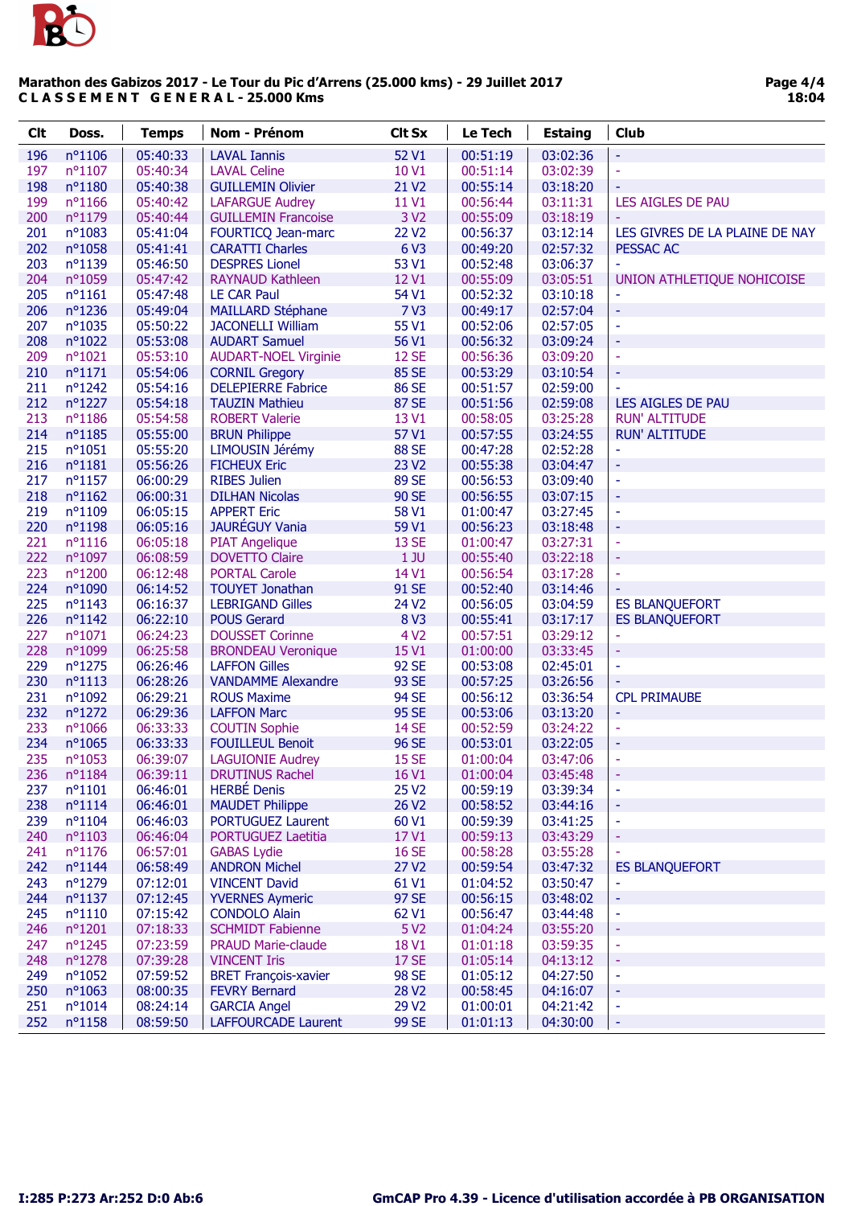**Marathon des Gabizos 2017 - Le Tour du Pic d'Arrens (25.000 kms) - 29 Juillet 2017**
**C L A S S E M E N T   G E N E R A L - 25.000 Kms**

| Clt | Doss. | Temps | Nom - Prénom | Clt Sx | Le Tech | Estaing | Club |
|---|---|---|---|---|---|---|---|
| 196 | n°1106 | 05:40:33 | LAVAL Iannis | 52 V1 | 00:51:19 | 03:02:36 | - |
| 197 | n°1107 | 05:40:34 | LAVAL Celine | 10 V1 | 00:51:14 | 03:02:39 | - |
| 198 | n°1180 | 05:40:38 | GUILLEMIN Olivier | 21 V2 | 00:55:14 | 03:18:20 | - |
| 199 | n°1166 | 05:40:42 | LAFARGUE Audrey | 11 V1 | 00:56:44 | 03:11:31 | LES AIGLES DE PAU |
| 200 | n°1179 | 05:40:44 | GUILLEMIN Francoise | 3 V2 | 00:55:09 | 03:18:19 | - |
| 201 | n°1083 | 05:41:04 | FOURTICQ Jean-marc | 22 V2 | 00:56:37 | 03:12:14 | LES GIVRES DE LA PLAINE DE NAY |
| 202 | n°1058 | 05:41:41 | CARATTI Charles | 6 V3 | 00:49:20 | 02:57:32 | PESSAC AC |
| 203 | n°1139 | 05:46:50 | DESPRES Lionel | 53 V1 | 00:52:48 | 03:06:37 | - |
| 204 | n°1059 | 05:47:42 | RAYNAUD Kathleen | 12 V1 | 00:55:09 | 03:05:51 | UNION ATHLETIQUE NOHICOISE |
| 205 | n°1161 | 05:47:48 | LE CAR Paul | 54 V1 | 00:52:32 | 03:10:18 | - |
| 206 | n°1236 | 05:49:04 | MAILLARD Stéphane | 7 V3 | 00:49:17 | 02:57:04 | - |
| 207 | n°1035 | 05:50:22 | JACONELLI William | 55 V1 | 00:52:06 | 02:57:05 | - |
| 208 | n°1022 | 05:53:08 | AUDART Samuel | 56 V1 | 00:56:32 | 03:09:24 | - |
| 209 | n°1021 | 05:53:10 | AUDART-NOEL Virginie | 12 SE | 00:56:36 | 03:09:20 | - |
| 210 | n°1171 | 05:54:06 | CORNIL Gregory | 85 SE | 00:53:29 | 03:10:54 | - |
| 211 | n°1242 | 05:54:16 | DELEPIERRE Fabrice | 86 SE | 00:51:57 | 02:59:00 | - |
| 212 | n°1227 | 05:54:18 | TAUZIN Mathieu | 87 SE | 00:51:56 | 02:59:08 | LES AIGLES DE PAU |
| 213 | n°1186 | 05:54:58 | ROBERT Valerie | 13 V1 | 00:58:05 | 03:25:28 | RUN' ALTITUDE |
| 214 | n°1185 | 05:55:00 | BRUN Philippe | 57 V1 | 00:57:55 | 03:24:55 | RUN' ALTITUDE |
| 215 | n°1051 | 05:55:20 | LIMOUSIN Jérémy | 88 SE | 00:47:28 | 02:52:28 | - |
| 216 | n°1181 | 05:56:26 | FICHEUX Eric | 23 V2 | 00:55:38 | 03:04:47 | - |
| 217 | n°1157 | 06:00:29 | RIBES Julien | 89 SE | 00:56:53 | 03:09:40 | - |
| 218 | n°1162 | 06:00:31 | DILHAN Nicolas | 90 SE | 00:56:55 | 03:07:15 | - |
| 219 | n°1109 | 06:05:15 | APPERT Eric | 58 V1 | 01:00:47 | 03:27:45 | - |
| 220 | n°1198 | 06:05:16 | JAURÉGUY Vania | 59 V1 | 00:56:23 | 03:18:48 | - |
| 221 | n°1116 | 06:05:18 | PIAT Angelique | 13 SE | 01:00:47 | 03:27:31 | - |
| 222 | n°1097 | 06:08:59 | DOVETTO Claire | 1 JU | 00:55:40 | 03:22:18 | - |
| 223 | n°1200 | 06:12:48 | PORTAL Carole | 14 V1 | 00:56:54 | 03:17:28 | - |
| 224 | n°1090 | 06:14:52 | TOUYET Jonathan | 91 SE | 00:52:40 | 03:14:46 | - |
| 225 | n°1143 | 06:16:37 | LEBRIGAND Gilles | 24 V2 | 00:56:05 | 03:04:59 | ES BLANQUEFORT |
| 226 | n°1142 | 06:22:10 | POUS Gerard | 8 V3 | 00:55:41 | 03:17:17 | ES BLANQUEFORT |
| 227 | n°1071 | 06:24:23 | DOUSSET Corinne | 4 V2 | 00:57:51 | 03:29:12 | - |
| 228 | n°1099 | 06:25:58 | BRONDEAU Veronique | 15 V1 | 01:00:00 | 03:33:45 | - |
| 229 | n°1275 | 06:26:46 | LAFFON Gilles | 92 SE | 00:53:08 | 02:45:01 | - |
| 230 | n°1113 | 06:28:26 | VANDAMME Alexandre | 93 SE | 00:57:25 | 03:26:56 | - |
| 231 | n°1092 | 06:29:21 | ROUS Maxime | 94 SE | 00:56:12 | 03:36:54 | CPL PRIMAUBE |
| 232 | n°1272 | 06:29:36 | LAFFON Marc | 95 SE | 00:53:06 | 03:13:20 | - |
| 233 | n°1066 | 06:33:33 | COUTIN Sophie | 14 SE | 00:52:59 | 03:24:22 | - |
| 234 | n°1065 | 06:33:33 | FOUILLEUL Benoit | 96 SE | 00:53:01 | 03:22:05 | - |
| 235 | n°1053 | 06:39:07 | LAGUIONIE Audrey | 15 SE | 01:00:04 | 03:47:06 | - |
| 236 | n°1184 | 06:39:11 | DRUTINUS Rachel | 16 V1 | 01:00:04 | 03:45:48 | - |
| 237 | n°1101 | 06:46:01 | HERBÉ Denis | 25 V2 | 00:59:19 | 03:39:34 | - |
| 238 | n°1114 | 06:46:01 | MAUDET Philippe | 26 V2 | 00:58:52 | 03:44:16 | - |
| 239 | n°1104 | 06:46:03 | PORTUGUEZ Laurent | 60 V1 | 00:59:39 | 03:41:25 | - |
| 240 | n°1103 | 06:46:04 | PORTUGUEZ Laetitia | 17 V1 | 00:59:13 | 03:43:29 | - |
| 241 | n°1176 | 06:57:01 | GABAS Lydie | 16 SE | 00:58:28 | 03:55:28 | - |
| 242 | n°1144 | 06:58:49 | ANDRON Michel | 27 V2 | 00:59:54 | 03:47:32 | ES BLANQUEFORT |
| 243 | n°1279 | 07:12:01 | VINCENT David | 61 V1 | 01:04:52 | 03:50:47 | - |
| 244 | n°1137 | 07:12:45 | YVERNES Aymeric | 97 SE | 00:56:15 | 03:48:02 | - |
| 245 | n°1110 | 07:15:42 | CONDOLO Alain | 62 V1 | 00:56:47 | 03:44:48 | - |
| 246 | n°1201 | 07:18:33 | SCHMIDT Fabienne | 5 V2 | 01:04:24 | 03:55:20 | - |
| 247 | n°1245 | 07:23:59 | PRAUD Marie-claude | 18 V1 | 01:01:18 | 03:59:35 | - |
| 248 | n°1278 | 07:39:28 | VINCENT Iris | 17 SE | 01:05:14 | 04:13:12 | - |
| 249 | n°1052 | 07:59:52 | BRET François-xavier | 98 SE | 01:05:12 | 04:27:50 | - |
| 250 | n°1063 | 08:00:35 | FEVRY Bernard | 28 V2 | 00:58:45 | 04:16:07 | - |
| 251 | n°1014 | 08:24:14 | GARCIA Angel | 29 V2 | 01:00:01 | 04:21:42 | - |
| 252 | n°1158 | 08:59:50 | LAFFOURCADE Laurent | 99 SE | 01:01:13 | 04:30:00 | - |

**I:285 P:273 Ar:252 D:0 Ab:6**